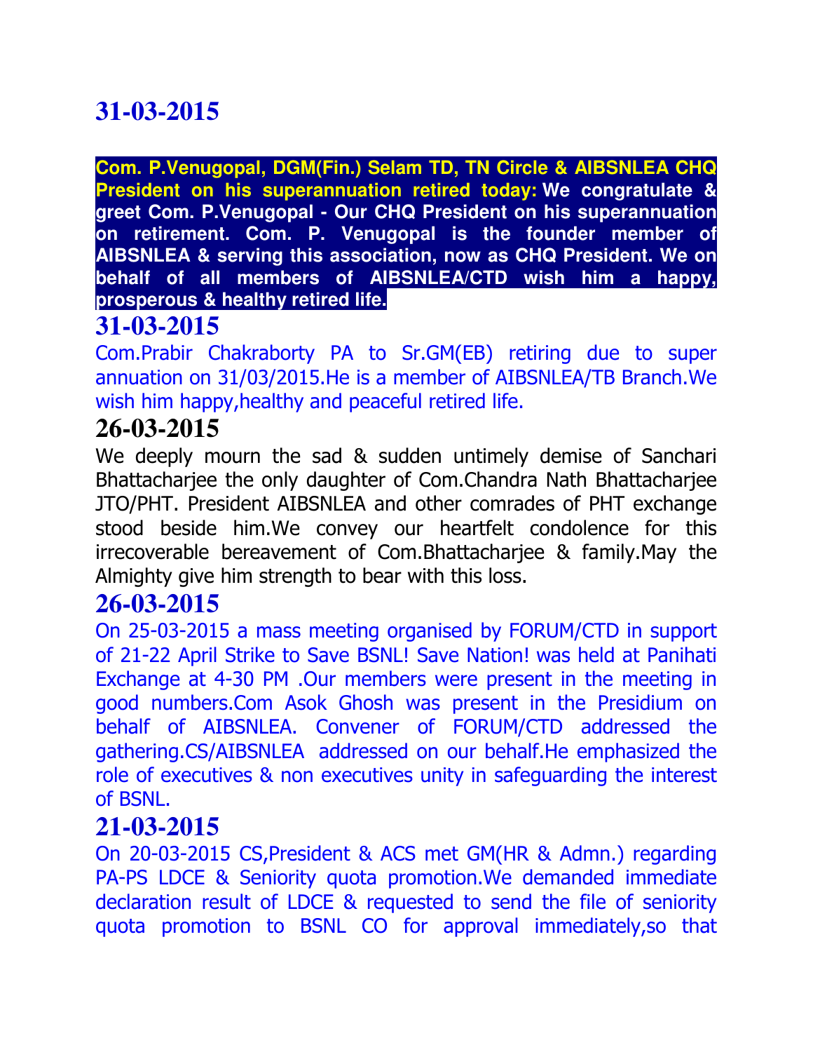## 31-03-2015

**Com. P.Venugopal, DGM(Fin.) Selam TD, TN Circle & AIBSNLEA CHQ President on his superannuation retired today: We congratulate & greet Com. P.Venugopal - Our CHQ President on his superannuation on retirement. Com. P. Venugopal is the founder member of AIBSNLEA & serving this association, now as CHQ President. We on behalf of all members of AIBSNLEA/CTD wish him a happy, prosperous & healthy retired life.**

## 31-03-2015

Com.Prabir Chakraborty PA to Sr.GM(EB) retiring due to super annuation on 31/03/2015.He is a member of AIBSNLEA/TB Branch.We wish him happy,healthy and peaceful retired life.

## 26-03-2015

We deeply mourn the sad & sudden untimely demise of Sanchari Bhattacharjee the only daughter of Com.Chandra Nath Bhattacharjee JTO/PHT. President AIBSNLEA and other comrades of PHT exchange stood beside him.We convey our heartfelt condolence for this irrecoverable bereavement of Com.Bhattacharjee & family.May the Almighty give him strength to bear with this loss.

## 26-03-2015

On 25-03-2015 a mass meeting organised by FORUM/CTD in support of 21-22 April Strike to Save BSNL! Save Nation! was held at Panihati Exchange at 4-30 PM .Our members were present in the meeting in good numbers.Com Asok Ghosh was present in the Presidium on behalf of AIBSNLEA. Convener of FORUM/CTD addressed the gathering.CS/AIBSNLEA addressed on our behalf.He emphasized the role of executives & non executives unity in safeguarding the interest of BSNL.

## 21-03-2015

On 20-03-2015 CS,President & ACS met GM(HR & Admn.) regarding PA-PS LDCE & Seniority quota promotion.We demanded immediate declaration result of LDCE & requested to send the file of seniority quota promotion to BSNL CO for approval immediately,so that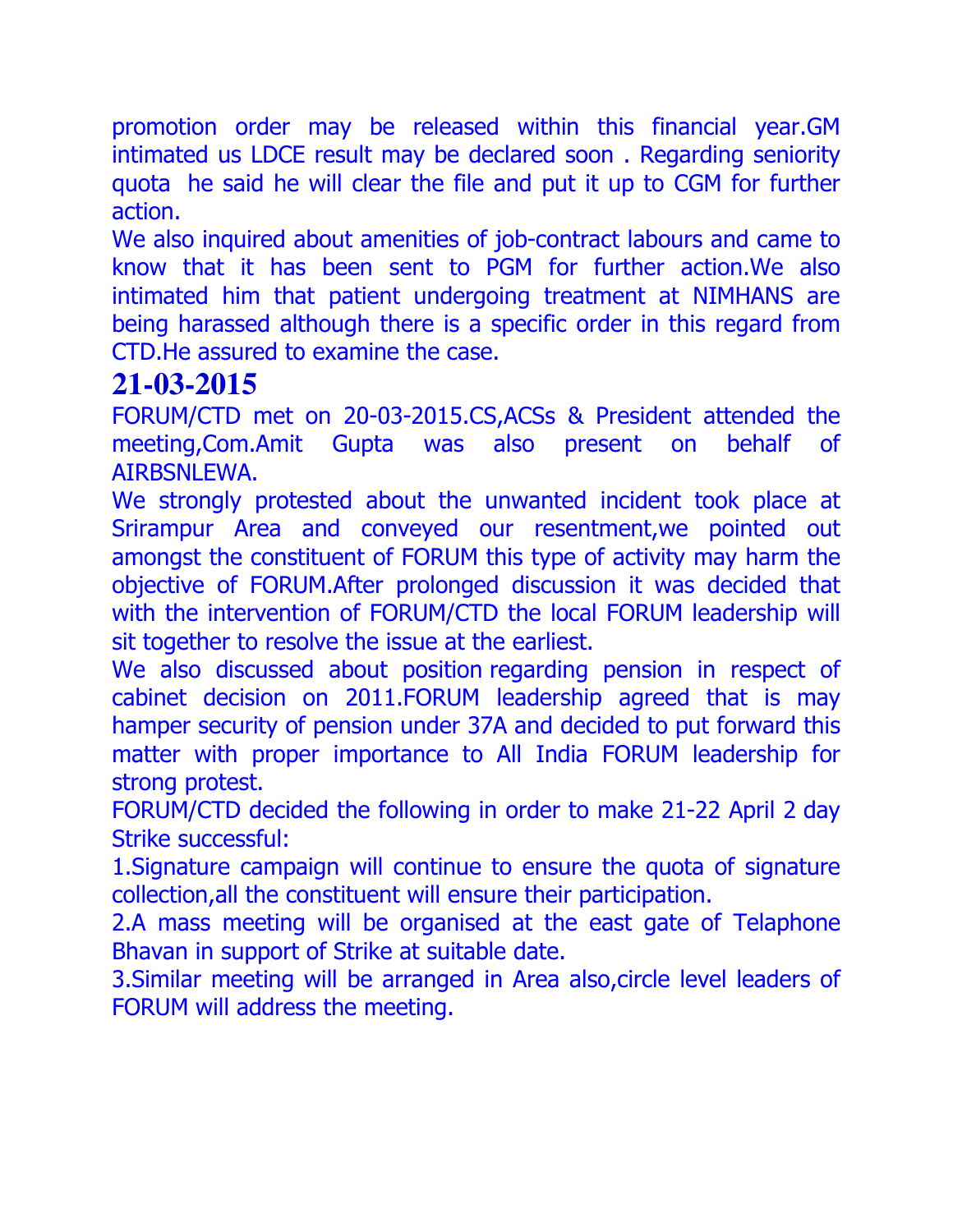promotion order may be released within this financial year.GM intimated us LDCE result may be declared soon . Regarding seniority quota he said he will clear the file and put it up to CGM for further action.

We also inquired about amenities of job-contract labours and came to know that it has been sent to PGM for further action.We also intimated him that patient undergoing treatment at NIMHANS are being harassed although there is a specific order in this regard from CTD.He assured to examine the case.

## 21-03-2015

FORUM/CTD met on 20-03-2015.CS,ACSs & President attended the meeting,Com.Amit Gupta was also present on behalf of AIRBSNLEWA.

We strongly protested about the unwanted incident took place at Srirampur Area and conveyed our resentment,we pointed out amongst the constituent of FORUM this type of activity may harm the objective of FORUM.After prolonged discussion it was decided that with the intervention of FORUM/CTD the local FORUM leadership will sit together to resolve the issue at the earliest.

We also discussed about position regarding pension in respect of cabinet decision on 2011.FORUM leadership agreed that is may hamper security of pension under 37A and decided to put forward this matter with proper importance to All India FORUM leadership for strong protest.

FORUM/CTD decided the following in order to make 21-22 April 2 day Strike successful:

1.Signature campaign will continue to ensure the quota of signature collection,all the constituent will ensure their participation.

2.A mass meeting will be organised at the east gate of Telaphone Bhavan in support of Strike at suitable date.

3.Similar meeting will be arranged in Area also,circle level leaders of FORUM will address the meeting.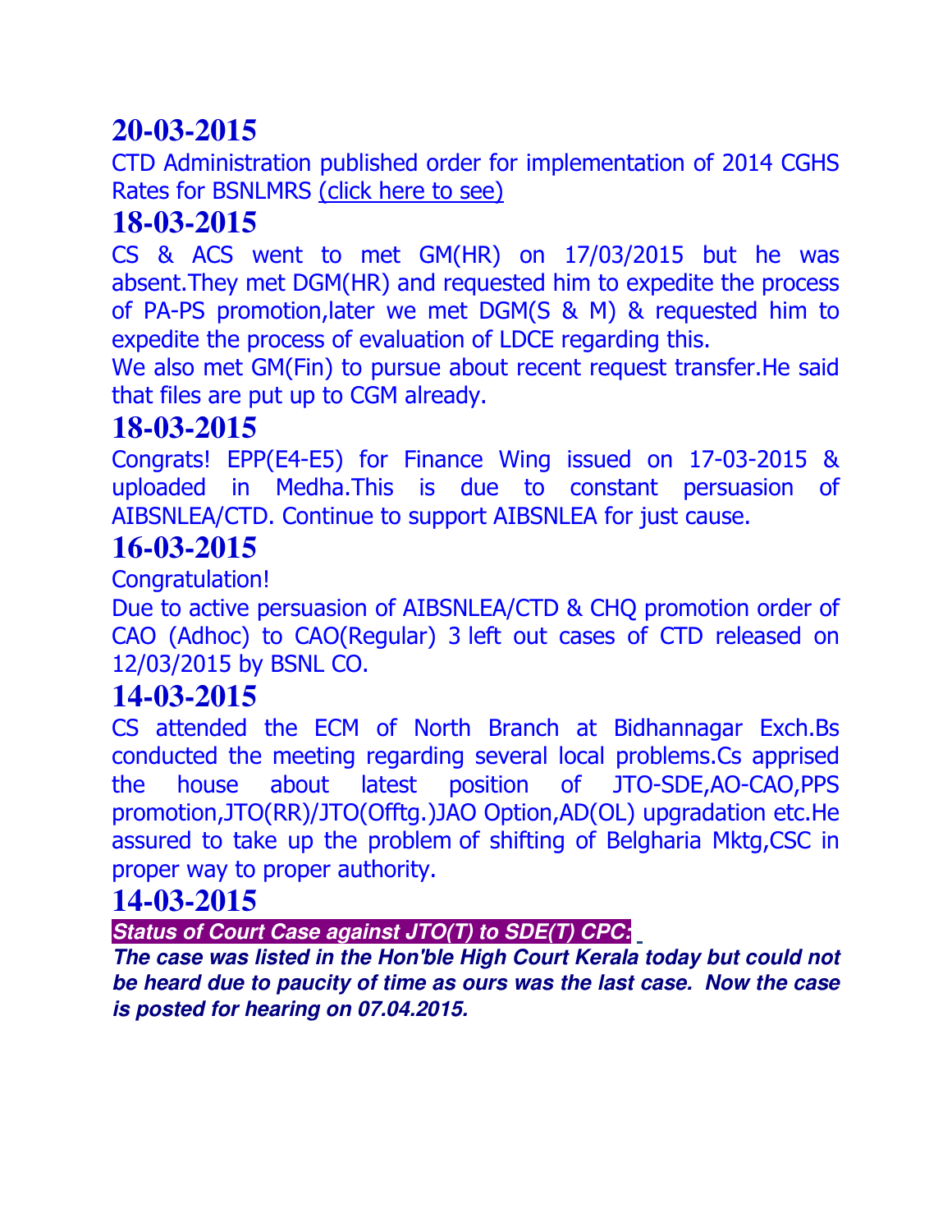# 20-03-2015

CTD Administration published order for implementation of 2014 CGHS Rates for BSNLMRS (click here to see)

# 18-03-2015

CS & ACS went to met GM(HR) on 17/03/2015 but he was absent.They met DGM(HR) and requested him to expedite the process of PA-PS promotion,later we met DGM(S & M) & requested him to expedite the process of evaluation of LDCE regarding this.

We also met GM(Fin) to pursue about recent request transfer.He said that files are put up to CGM already.

# 18-03-2015

Congrats! EPP(E4-E5) for Finance Wing issued on 17-03-2015 & uploaded in Medha.This is due to constant persuasion of AIBSNLEA/CTD. Continue to support AIBSNLEA for just cause.

# 16-03-2015

Congratulation!

Due to active persuasion of AIBSNLEA/CTD & CHQ promotion order of CAO (Adhoc) to CAO(Regular) 3 left out cases of CTD released on 12/03/2015 by BSNL CO.

# 14-03-2015

CS attended the ECM of North Branch at Bidhannagar Exch.Bs conducted the meeting regarding several local problems.Cs apprised the house about latest position of JTO-SDE,AO-CAO,PPS promotion,JTO(RR)/JTO(Offtg.)JAO Option,AD(OL) upgradation etc.He assured to take up the problem of shifting of Belgharia Mktg,CSC in proper way to proper authority.

# 14-03-2015

***Status of Court Case against JTO(T) to SDE(T) CPC:***

***The case was listed in the Hon'ble High Court Kerala today but could not be heard due to paucity of time as ours was the last case. Now the case is posted for hearing on 07.04.2015.***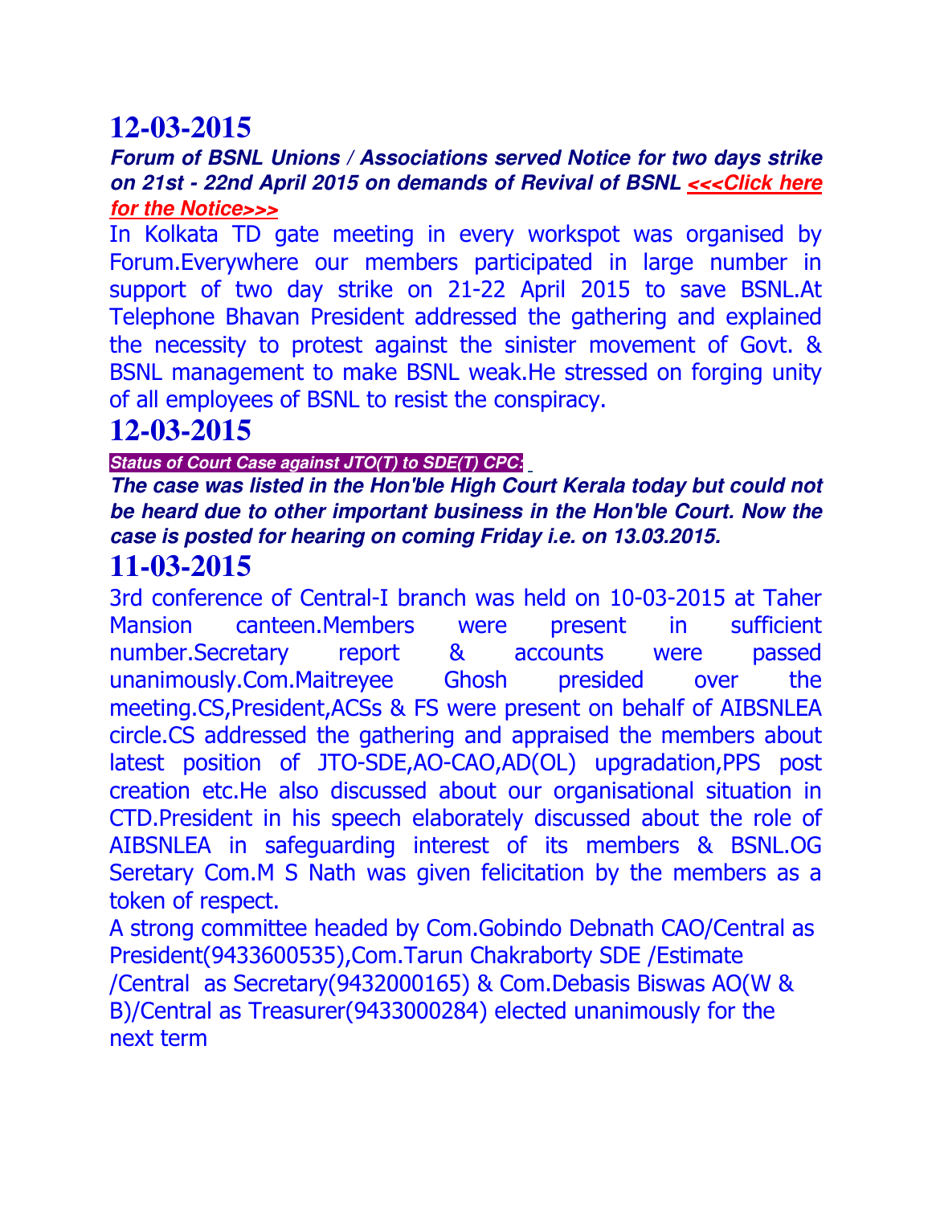# 12-03-2015

***Forum of BSNL Unions / Associations served Notice for two days strike on 21st - 22nd April 2015 on demands of Revival of BSNL <<<Click here for the Notice>>>***

In Kolkata TD gate meeting in every workspot was organised by Forum.Everywhere our members participated in large number in support of two day strike on 21-22 April 2015 to save BSNL.At Telephone Bhavan President addressed the gathering and explained the necessity to protest against the sinister movement of Govt. & BSNL management to make BSNL weak.He stressed on forging unity of all employees of BSNL to resist the conspiracy.

# 12-03-2015

***Status of Court Case against JTO(T) to SDE(T) CPC:***

***The case was listed in the Hon'ble High Court Kerala today but could not be heard due to other important business in the Hon'ble Court. Now the case is posted for hearing on coming Friday i.e. on 13.03.2015.***

# 11-03-2015

3rd conference of Central-I branch was held on 10-03-2015 at Taher Mansion canteen.Members were present in sufficient number.Secretary report & accounts were passed unanimously.Com.Maitreyee Ghosh presided over the meeting.CS,President,ACSs & FS were present on behalf of AIBSNLEA circle.CS addressed the gathering and appraised the members about latest position of JTO-SDE,AO-CAO,AD(OL) upgradation,PPS post creation etc.He also discussed about our organisational situation in CTD.President in his speech elaborately discussed about the role of AIBSNLEA in safeguarding interest of its members & BSNL.OG Seretary Com.M S Nath was given felicitation by the members as a token of respect.

A strong committee headed by Com.Gobindo Debnath CAO/Central as President(9433600535),Com.Tarun Chakraborty SDE /Estimate /Central as Secretary(9432000165) & Com.Debasis Biswas AO(W & B)/Central as Treasurer(9433000284) elected unanimously for the next term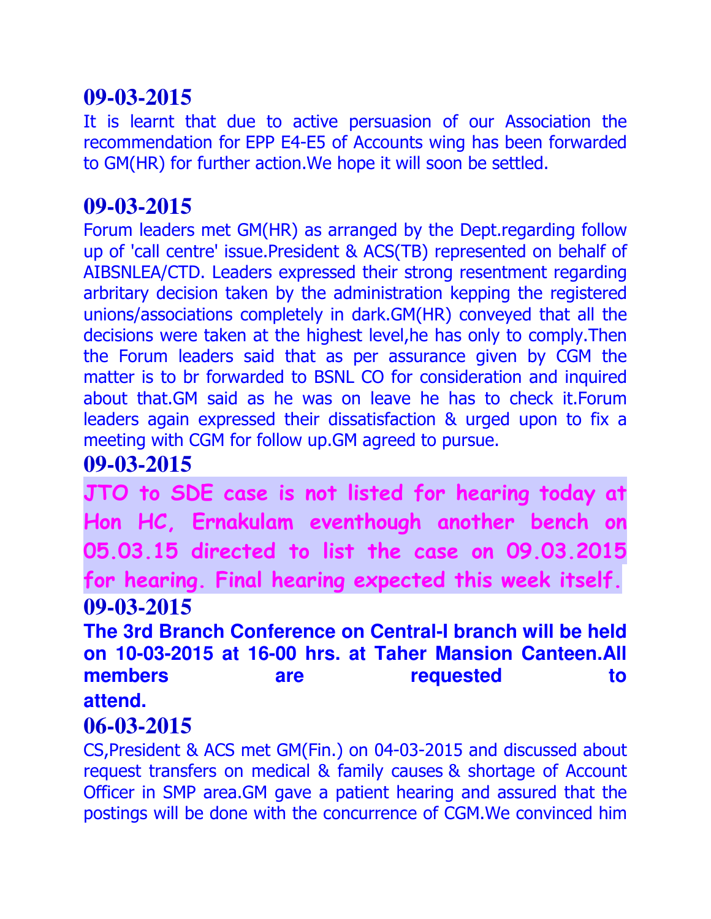## 09-03-2015

It is learnt that due to active persuasion of our Association the recommendation for EPP E4-E5 of Accounts wing has been forwarded to GM(HR) for further action.We hope it will soon be settled.

## 09-03-2015

Forum leaders met GM(HR) as arranged by the Dept.regarding follow up of 'call centre' issue.President & ACS(TB) represented on behalf of AIBSNLEA/CTD. Leaders expressed their strong resentment regarding arbritary decision taken by the administration kepping the registered unions/associations completely in dark.GM(HR) conveyed that all the decisions were taken at the highest level,he has only to comply.Then the Forum leaders said that as per assurance given by CGM the matter is to br forwarded to BSNL CO for consideration and inquired about that.GM said as he was on leave he has to check it.Forum leaders again expressed their dissatisfaction & urged upon to fix a meeting with CGM for follow up.GM agreed to pursue.

## 09-03-2015

**JTO to SDE case is not listed for hearing today at Hon HC, Ernakulam eventhough another bench on 05.03.15 directed to list the case on 09.03.2015 for hearing. Final hearing expected this week itself.**

## 09-03-2015

**The 3rd Branch Conference on Central-I branch will be held on 10-03-2015 at 16-00 hrs. at Taher Mansion Canteen.All members are requested to attend.**

## 06-03-2015

CS,President & ACS met GM(Fin.) on 04-03-2015 and discussed about request transfers on medical & family causes & shortage of Account Officer in SMP area.GM gave a patient hearing and assured that the postings will be done with the concurrence of CGM.We convinced him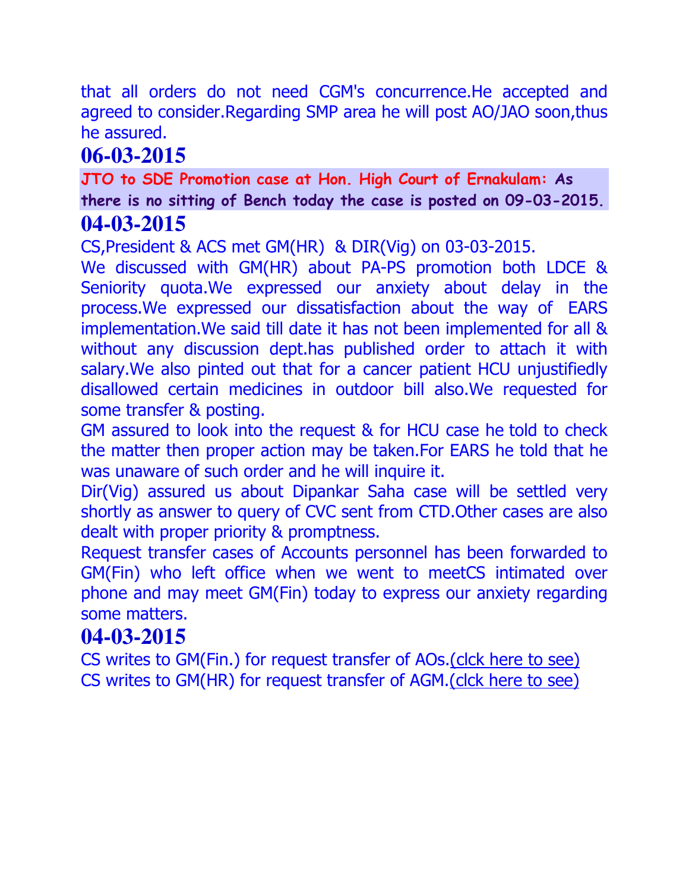that all orders do not need CGM's concurrence.He accepted and agreed to consider.Regarding SMP area he will post AO/JAO soon,thus he assured.

## 06-03-2015

**JTO to SDE Promotion case at Hon. High Court of Ernakulam: As there is no sitting of Bench today the case is posted on 09-03-2015.**

## 04-03-2015

CS,President & ACS met GM(HR) & DIR(Vig) on 03-03-2015.

We discussed with GM(HR) about PA-PS promotion both LDCE & Seniority quota.We expressed our anxiety about delay in the process.We expressed our dissatisfaction about the way of EARS implementation.We said till date it has not been implemented for all & without any discussion dept.has published order to attach it with salary.We also pinted out that for a cancer patient HCU unjustifiedly disallowed certain medicines in outdoor bill also.We requested for some transfer & posting.

GM assured to look into the request & for HCU case he told to check the matter then proper action may be taken.For EARS he told that he was unaware of such order and he will inquire it.

Dir(Vig) assured us about Dipankar Saha case will be settled very shortly as answer to query of CVC sent from CTD.Other cases are also dealt with proper priority & promptness.

Request transfer cases of Accounts personnel has been forwarded to GM(Fin) who left office when we went to meetCS intimated over phone and may meet GM(Fin) today to express our anxiety regarding some matters.

## 04-03-2015

CS writes to GM(Fin.) for request transfer of AOs.(clck here to see)

CS writes to GM(HR) for request transfer of AGM.(clck here to see)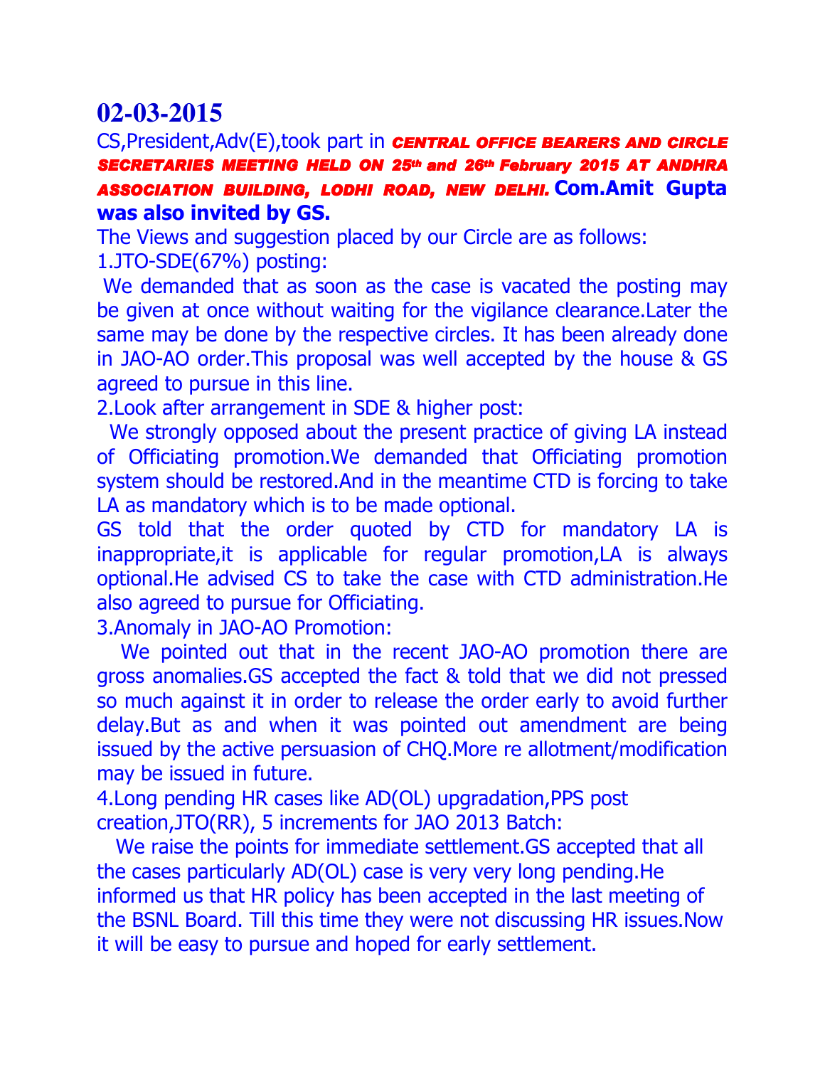# 02-03-2015

CS,President,Adv(E),took part in ***CENTRAL OFFICE BEARERS AND CIRCLE SECRETARIES MEETING HELD ON 25th and 26th February 2015 AT ANDHRA ASSOCIATION BUILDING, LODHI ROAD, NEW DELHI.*** **Com.Amit Gupta was also invited by GS.**

The Views and suggestion placed by our Circle are as follows:

1.JTO-SDE(67%) posting:

We demanded that as soon as the case is vacated the posting may be given at once without waiting for the vigilance clearance.Later the same may be done by the respective circles. It has been already done in JAO-AO order.This proposal was well accepted by the house & GS agreed to pursue in this line.

2.Look after arrangement in SDE & higher post:

We strongly opposed about the present practice of giving LA instead of Officiating promotion.We demanded that Officiating promotion system should be restored.And in the meantime CTD is forcing to take LA as mandatory which is to be made optional.

GS told that the order quoted by CTD for mandatory LA is inappropriate,it is applicable for regular promotion,LA is always optional.He advised CS to take the case with CTD administration.He also agreed to pursue for Officiating.

3.Anomaly in JAO-AO Promotion:

We pointed out that in the recent JAO-AO promotion there are gross anomalies.GS accepted the fact & told that we did not pressed so much against it in order to release the order early to avoid further delay.But as and when it was pointed out amendment are being issued by the active persuasion of CHQ.More re allotment/modification may be issued in future.

4.Long pending HR cases like AD(OL) upgradation,PPS post creation,JTO(RR), 5 increments for JAO 2013 Batch:

We raise the points for immediate settlement.GS accepted that all the cases particularly AD(OL) case is very very long pending.He informed us that HR policy has been accepted in the last meeting of the BSNL Board. Till this time they were not discussing HR issues.Now it will be easy to pursue and hoped for early settlement.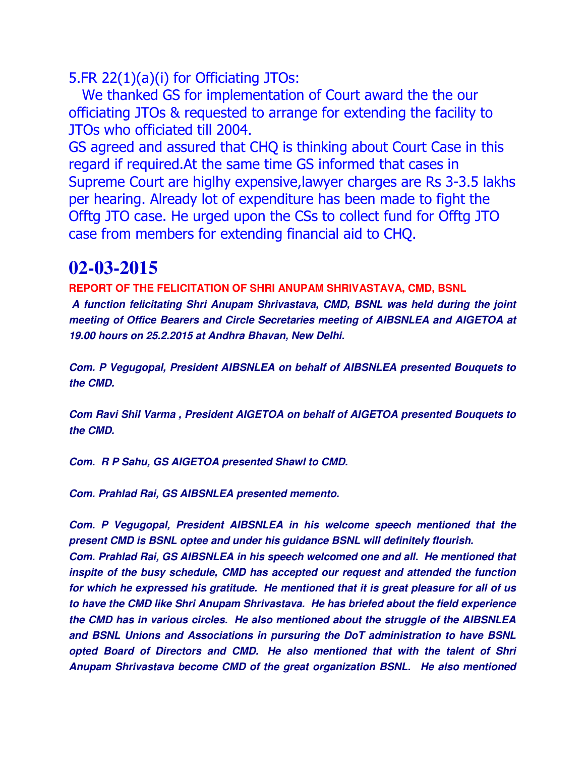5.FR 22(1)(a)(i) for Officiating JTOs:

We thanked GS for implementation of Court award the the our officiating JTOs & requested to arrange for extending the facility to JTOs who officiated till 2004.

GS agreed and assured that CHQ is thinking about Court Case in this regard if required.At the same time GS informed that cases in Supreme Court are higlhy expensive,lawyer charges are Rs 3-3.5 lakhs per hearing. Already lot of expenditure has been made to fight the Offtg JTO case. He urged upon the CSs to collect fund for Offtg JTO case from members for extending financial aid to CHQ.

# 02-03-2015

**REPORT OF THE FELICITATION OF SHRI ANUPAM SHRIVASTAVA, CMD, BSNL**

***A function felicitating Shri Anupam Shrivastava, CMD, BSNL was held during the joint meeting of Office Bearers and Circle Secretaries meeting of AIBSNLEA and AIGETOA at 19.00 hours on 25.2.2015 at Andhra Bhavan, New Delhi.***

***Com. P Vegugopal, President AIBSNLEA on behalf of AIBSNLEA presented Bouquets to the CMD.***

***Com Ravi Shil Varma , President AIGETOA on behalf of AIGETOA presented Bouquets to the CMD.***

***Com. R P Sahu, GS AIGETOA presented Shawl to CMD.***

***Com. Prahlad Rai, GS AIBSNLEA presented memento.***

***Com. P Vegugopal, President AIBSNLEA in his welcome speech mentioned that the present CMD is BSNL optee and under his guidance BSNL will definitely flourish.***

***Com. Prahlad Rai, GS AIBSNLEA in his speech welcomed one and all. He mentioned that inspite of the busy schedule, CMD has accepted our request and attended the function for which he expressed his gratitude. He mentioned that it is great pleasure for all of us to have the CMD like Shri Anupam Shrivastava. He has briefed about the field experience the CMD has in various circles. He also mentioned about the struggle of the AIBSNLEA and BSNL Unions and Associations in pursuing the DoT administration to have BSNL opted Board of Directors and CMD. He also mentioned that with the talent of Shri Anupam Shrivastava become CMD of the great organization BSNL. He also mentioned***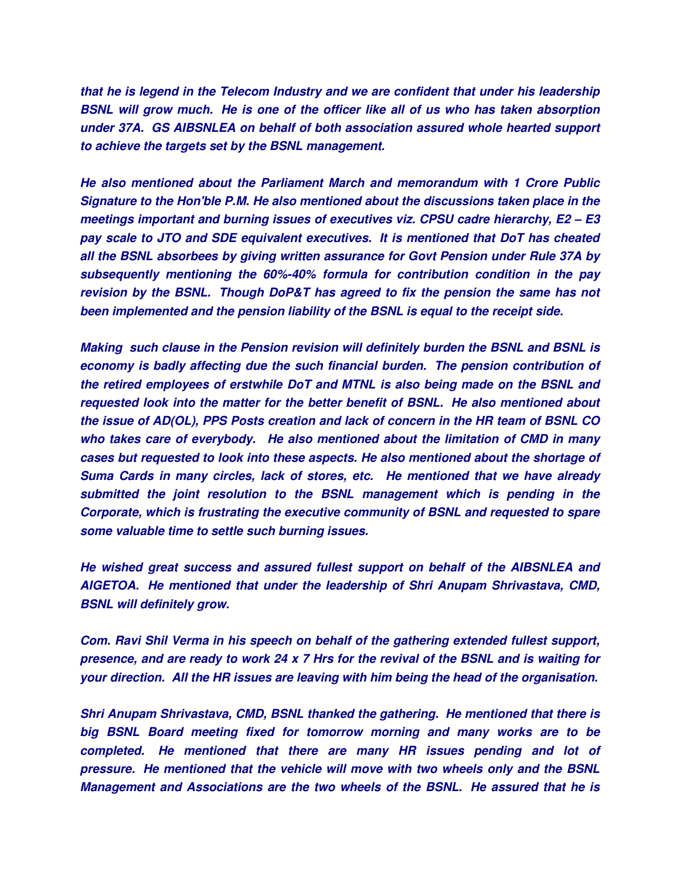***that he is legend in the Telecom Industry and we are confident that under his leadership BSNL will grow much. He is one of the officer like all of us who has taken absorption under 37A. GS AIBSNLEA on behalf of both association assured whole hearted support to achieve the targets set by the BSNL management.***

***He also mentioned about the Parliament March and memorandum with 1 Crore Public Signature to the Hon'ble P.M. He also mentioned about the discussions taken place in the meetings important and burning issues of executives viz. CPSU cadre hierarchy, E2 – E3 pay scale to JTO and SDE equivalent executives. It is mentioned that DoT has cheated all the BSNL absorbees by giving written assurance for Govt Pension under Rule 37A by subsequently mentioning the 60%-40% formula for contribution condition in the pay revision by the BSNL. Though DoP&T has agreed to fix the pension the same has not been implemented and the pension liability of the BSNL is equal to the receipt side.***

***Making such clause in the Pension revision will definitely burden the BSNL and BSNL is economy is badly affecting due the such financial burden. The pension contribution of the retired employees of erstwhile DoT and MTNL is also being made on the BSNL and requested look into the matter for the better benefit of BSNL. He also mentioned about the issue of AD(OL), PPS Posts creation and lack of concern in the HR team of BSNL CO who takes care of everybody. He also mentioned about the limitation of CMD in many cases but requested to look into these aspects. He also mentioned about the shortage of Suma Cards in many circles, lack of stores, etc. He mentioned that we have already submitted the joint resolution to the BSNL management which is pending in the Corporate, which is frustrating the executive community of BSNL and requested to spare some valuable time to settle such burning issues.***

***He wished great success and assured fullest support on behalf of the AIBSNLEA and AIGETOA. He mentioned that under the leadership of Shri Anupam Shrivastava, CMD, BSNL will definitely grow.***

***Com. Ravi Shil Verma in his speech on behalf of the gathering extended fullest support, presence, and are ready to work 24 x 7 Hrs for the revival of the BSNL and is waiting for your direction. All the HR issues are leaving with him being the head of the organisation.***

***Shri Anupam Shrivastava, CMD, BSNL thanked the gathering. He mentioned that there is big BSNL Board meeting fixed for tomorrow morning and many works are to be completed. He mentioned that there are many HR issues pending and lot of pressure. He mentioned that the vehicle will move with two wheels only and the BSNL Management and Associations are the two wheels of the BSNL. He assured that he is***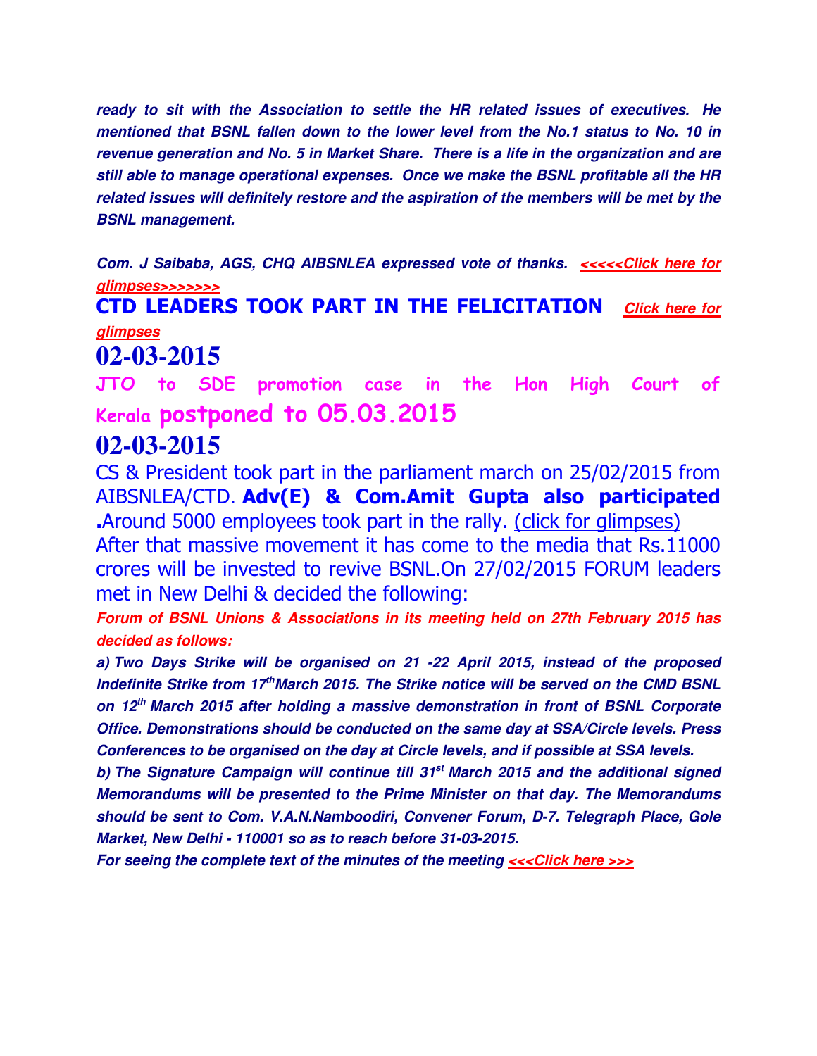***ready to sit with the Association to settle the HR related issues of executives. He mentioned that BSNL fallen down to the lower level from the No.1 status to No. 10 in revenue generation and No. 5 in Market Share. There is a life in the organization and are still able to manage operational expenses. Once we make the BSNL profitable all the HR related issues will definitely restore and the aspiration of the members will be met by the BSNL management.***

***Com. J Saibaba, AGS, CHQ AIBSNLEA expressed vote of thanks.*** ***<<<<<Click here for glimpses>>>>>>>***

## CTD LEADERS TOOK PART IN THE FELICITATION ***Click here for glimpses***

# 02-03-2015

## JTO to SDE promotion case in the Hon High Court of Kerala postponed to 05.03.2015

# 02-03-2015

CS & President took part in the parliament march on 25/02/2015 from AIBSNLEA/CTD. **Adv(E) & Com.Amit Gupta also participated .**Around 5000 employees took part in the rally. (click for glimpses)
After that massive movement it has come to the media that Rs.11000 crores will be invested to revive BSNL.On 27/02/2015 FORUM leaders met in New Delhi & decided the following:

***Forum of BSNL Unions & Associations in its meeting held on 27th February 2015 has decided as follows:***

***a) Two Days Strike will be organised on 21 -22 April 2015, instead of the proposed Indefinite Strike from 17th March 2015. The Strike notice will be served on the CMD BSNL on 12th March 2015 after holding a massive demonstration in front of BSNL Corporate Office. Demonstrations should be conducted on the same day at SSA/Circle levels. Press Conferences to be organised on the day at Circle levels, and if possible at SSA levels.***

***b) The Signature Campaign will continue till 31st March 2015 and the additional signed Memorandums will be presented to the Prime Minister on that day. The Memorandums should be sent to Com. V.A.N.Namboodiri, Convener Forum, D-7. Telegraph Place, Gole Market, New Delhi - 110001 so as to reach before 31-03-2015.***

***For seeing the complete text of the minutes of the meeting <<<Click here >>>***